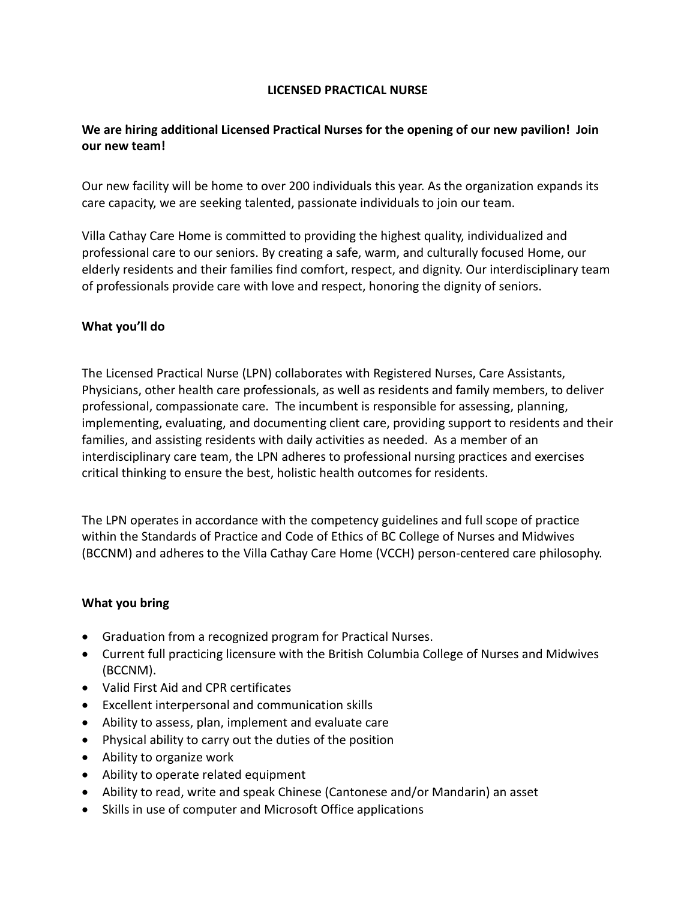# LICENSED PRACTICAL NURSE

**We are hiring additional Licensed Practical Nurses for the opening of our new pavilion! Join our new team!**

Our new facility will be home to over 200 individuals this year. As the organization expands its care capacity, we are seeking talented, passionate individuals to join our team.

Villa Cathay Care Home is committed to providing the highest quality, individualized and professional care to our seniors. By creating a safe, warm, and culturally focused Home, our elderly residents and their families find comfort, respect, and dignity. Our interdisciplinary team of professionals provide care with love and respect, honoring the dignity of seniors.

## What you'll do

The Licensed Practical Nurse (LPN) collaborates with Registered Nurses, Care Assistants, Physicians, other health care professionals, as well as residents and family members, to deliver professional, compassionate care. The incumbent is responsible for assessing, planning, implementing, evaluating, and documenting client care, providing support to residents and their families, and assisting residents with daily activities as needed. As a member of an interdisciplinary care team, the LPN adheres to professional nursing practices and exercises critical thinking to ensure the best, holistic health outcomes for residents.

The LPN operates in accordance with the competency guidelines and full scope of practice within the Standards of Practice and Code of Ethics of BC College of Nurses and Midwives (BCCNM) and adheres to the Villa Cathay Care Home (VCCH) person-centered care philosophy.

## What you bring

- Graduation from a recognized program for Practical Nurses.
- Current full practicing licensure with the British Columbia College of Nurses and Midwives (BCCNM).
- Valid First Aid and CPR certificates
- Excellent interpersonal and communication skills
- Ability to assess, plan, implement and evaluate care
- Physical ability to carry out the duties of the position
- Ability to organize work
- Ability to operate related equipment
- Ability to read, write and speak Chinese (Cantonese and/or Mandarin) an asset
- Skills in use of computer and Microsoft Office applications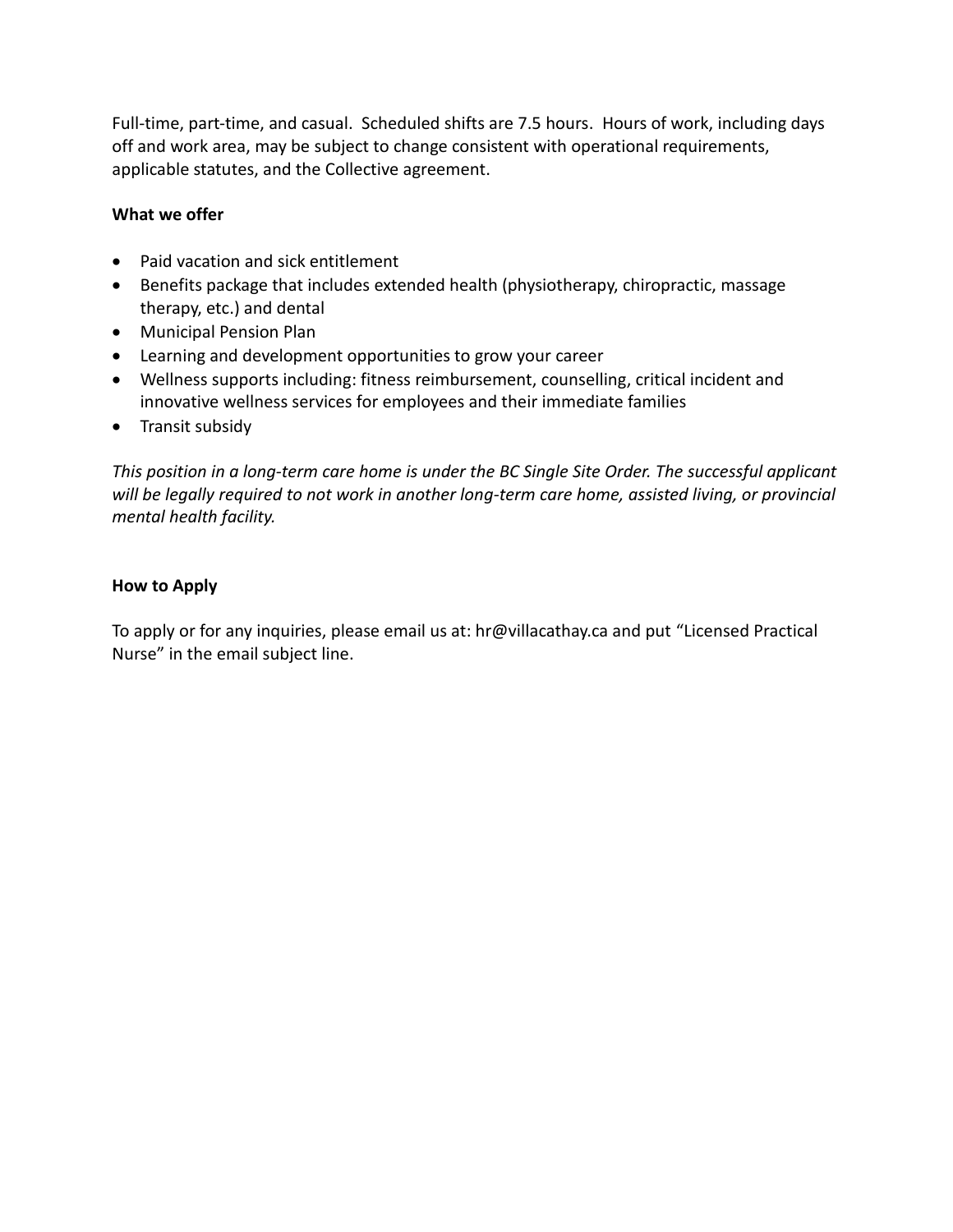Full-time, part-time, and casual. Scheduled shifts are 7.5 hours. Hours of work, including days off and work area, may be subject to change consistent with operational requirements, applicable statutes, and the Collective agreement.

**What we offer**

- Paid vacation and sick entitlement
- Benefits package that includes extended health (physiotherapy, chiropractic, massage therapy, etc.) and dental
- Municipal Pension Plan
- Learning and development opportunities to grow your career
- Wellness supports including: fitness reimbursement, counselling, critical incident and innovative wellness services for employees and their immediate families
- Transit subsidy

*This position in a long-term care home is under the BC Single Site Order. The successful applicant will be legally required to not work in another long-term care home, assisted living, or provincial mental health facility.*

**How to Apply**

To apply or for any inquiries, please email us at: hr@villacathay.ca and put "Licensed Practical Nurse" in the email subject line.